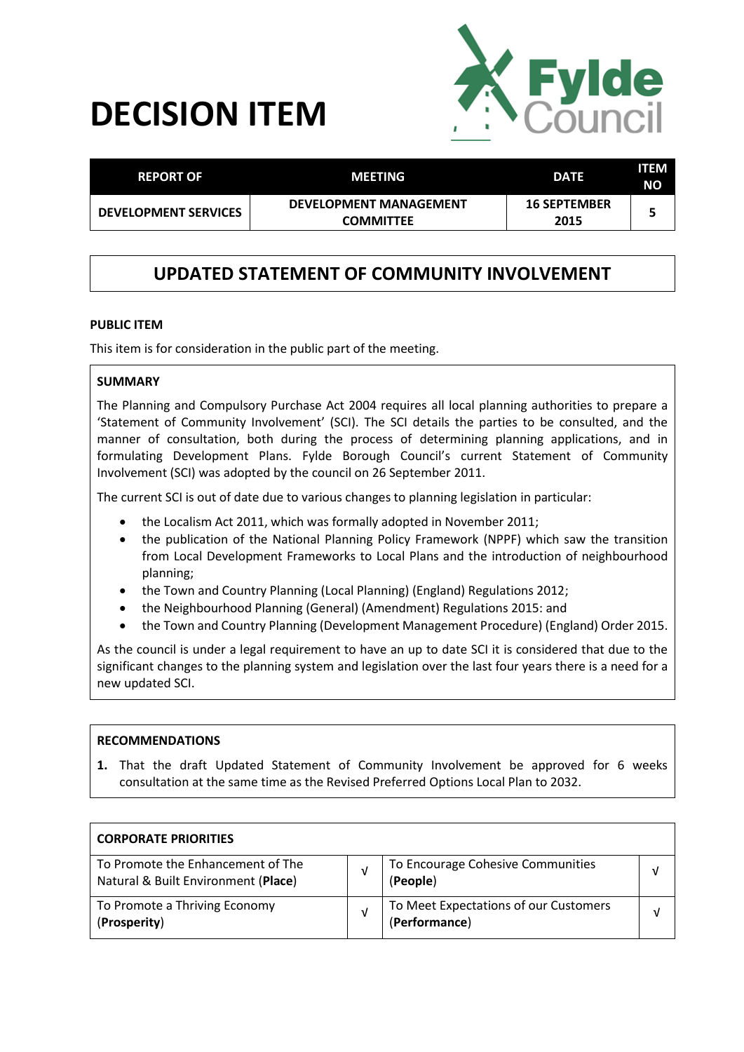# DECISION ITEM

| REPORT OF | MEETING | DATE | ITEM NO |
|---|---|---|---|
| DEVELOPMENT SERVICES | DEVELOPMENT MANAGEMENT COMMITTEE | 16 SEPTEMBER 2015 | 5 |

## UPDATED STATEMENT OF COMMUNITY INVOLVEMENT

**PUBLIC ITEM**

This item is for consideration in the public part of the meeting.

**SUMMARY**

The Planning and Compulsory Purchase Act 2004 requires all local planning authorities to prepare a 'Statement of Community Involvement' (SCI). The SCI details the parties to be consulted, and the manner of consultation, both during the process of determining planning applications, and in formulating Development Plans. Fylde Borough Council's current Statement of Community Involvement (SCI) was adopted by the council on 26 September 2011.

The current SCI is out of date due to various changes to planning legislation in particular:

- the Localism Act 2011, which was formally adopted in November 2011;
- the publication of the National Planning Policy Framework (NPPF) which saw the transition from Local Development Frameworks to Local Plans and the introduction of neighbourhood planning;
- the Town and Country Planning (Local Planning) (England) Regulations 2012;
- the Neighbourhood Planning (General) (Amendment) Regulations 2015: and
- the Town and Country Planning (Development Management Procedure) (England) Order 2015.

As the council is under a legal requirement to have an up to date SCI it is considered that due to the significant changes to the planning system and legislation over the last four years there is a need for a new updated SCI.

**RECOMMENDATIONS**

1. That the draft Updated Statement of Community Involvement be approved for 6 weeks consultation at the same time as the Revised Preferred Options Local Plan to 2032.

| CORPORATE PRIORITIES | | | |
|---|---|---|---|
| To Promote the Enhancement of The Natural & Built Environment (**Place**) | √ | To Encourage Cohesive Communities (**People**) | √ |
| To Promote a Thriving Economy (**Prosperity**) | √ | To Meet Expectations of our Customers (**Performance**) | √ |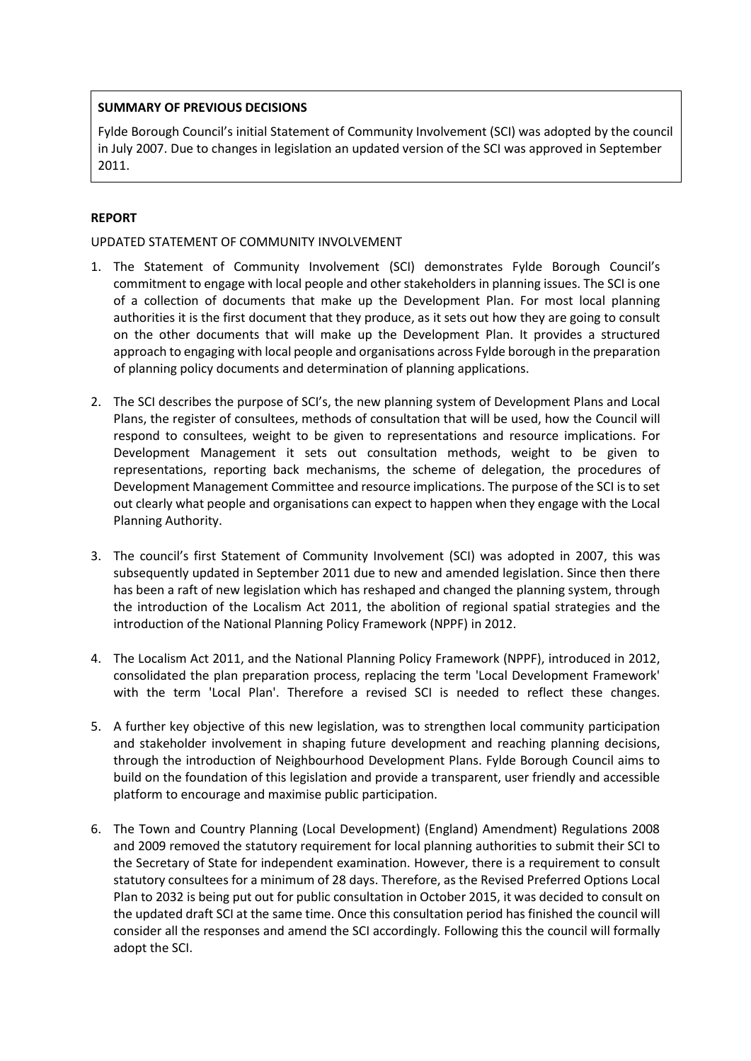**SUMMARY OF PREVIOUS DECISIONS**

Fylde Borough Council's initial Statement of Community Involvement (SCI) was adopted by the council in July 2007. Due to changes in legislation an updated version of the SCI was approved in September 2011.

**REPORT**

UPDATED STATEMENT OF COMMUNITY INVOLVEMENT

1. The Statement of Community Involvement (SCI) demonstrates Fylde Borough Council's commitment to engage with local people and other stakeholders in planning issues. The SCI is one of a collection of documents that make up the Development Plan. For most local planning authorities it is the first document that they produce, as it sets out how they are going to consult on the other documents that will make up the Development Plan. It provides a structured approach to engaging with local people and organisations across Fylde borough in the preparation of planning policy documents and determination of planning applications.

2. The SCI describes the purpose of SCI's, the new planning system of Development Plans and Local Plans, the register of consultees, methods of consultation that will be used, how the Council will respond to consultees, weight to be given to representations and resource implications. For Development Management it sets out consultation methods, weight to be given to representations, reporting back mechanisms, the scheme of delegation, the procedures of Development Management Committee and resource implications. The purpose of the SCI is to set out clearly what people and organisations can expect to happen when they engage with the Local Planning Authority.

3. The council's first Statement of Community Involvement (SCI) was adopted in 2007, this was subsequently updated in September 2011 due to new and amended legislation. Since then there has been a raft of new legislation which has reshaped and changed the planning system, through the introduction of the Localism Act 2011, the abolition of regional spatial strategies and the introduction of the National Planning Policy Framework (NPPF) in 2012.

4. The Localism Act 2011, and the National Planning Policy Framework (NPPF), introduced in 2012, consolidated the plan preparation process, replacing the term 'Local Development Framework' with the term 'Local Plan'. Therefore a revised SCI is needed to reflect these changes.

5. A further key objective of this new legislation, was to strengthen local community participation and stakeholder involvement in shaping future development and reaching planning decisions, through the introduction of Neighbourhood Development Plans. Fylde Borough Council aims to build on the foundation of this legislation and provide a transparent, user friendly and accessible platform to encourage and maximise public participation.

6. The Town and Country Planning (Local Development) (England) Amendment) Regulations 2008 and 2009 removed the statutory requirement for local planning authorities to submit their SCI to the Secretary of State for independent examination. However, there is a requirement to consult statutory consultees for a minimum of 28 days. Therefore, as the Revised Preferred Options Local Plan to 2032 is being put out for public consultation in October 2015, it was decided to consult on the updated draft SCI at the same time. Once this consultation period has finished the council will consider all the responses and amend the SCI accordingly. Following this the council will formally adopt the SCI.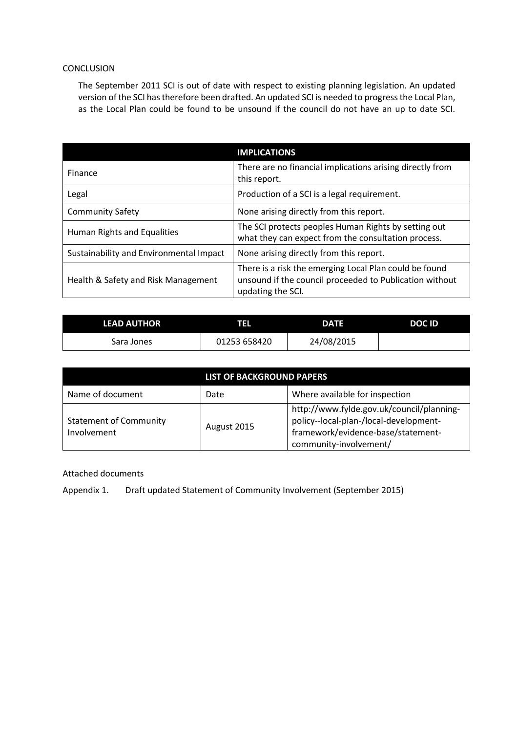CONCLUSION

The September 2011 SCI is out of date with respect to existing planning legislation. An updated version of the SCI has therefore been drafted. An updated SCI is needed to progress the Local Plan, as the Local Plan could be found to be unsound if the council do not have an up to date SCI.

| | IMPLICATIONS |
|---|---|
| Finance | There are no financial implications arising directly from this report. |
| Legal | Production of a SCI is a legal requirement. |
| Community Safety | None arising directly from this report. |
| Human Rights and Equalities | The SCI protects peoples Human Rights by setting out what they can expect from the consultation process. |
| Sustainability and Environmental Impact | None arising directly from this report. |
| Health & Safety and Risk Management | There is a risk the emerging Local Plan could be found unsound if the council proceeded to Publication without updating the SCI. |

| LEAD AUTHOR | TEL | DATE | DOC ID |
|---|---|---|---|
| Sara Jones | 01253 658420 | 24/08/2015 | |

| LIST OF BACKGROUND PAPERS | | |
|---|---|---|
| Name of document | Date | Where available for inspection |
| Statement of Community Involvement | August 2015 | http://www.fylde.gov.uk/council/planning-policy--local-plan-/local-development-framework/evidence-base/statement-community-involvement/ |

Attached documents

Appendix 1. Draft updated Statement of Community Involvement (September 2015)